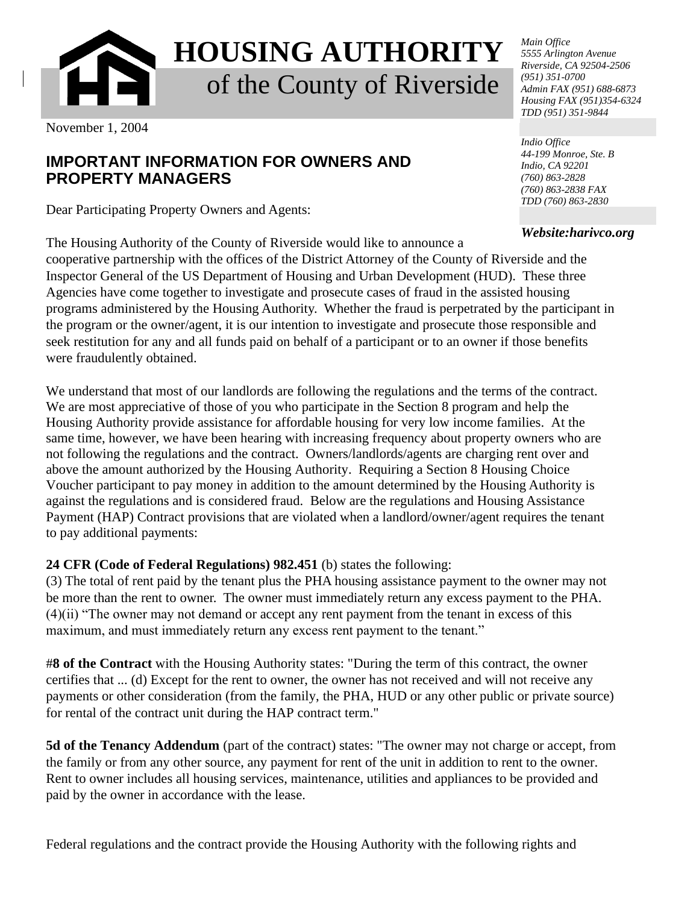# HOUSING AUTHORITY
## of the County of Riverside

*Main Office*
*5555 Arlington Avenue*
*Riverside, CA 92504-2506*
*(951) 351-0700*
*Admin FAX (951) 688-6873*
*Housing FAX (951)354-6324*
*TDD (951) 351-9844*

*Indio Office*
*44-199 Monroe, Ste. B*
*Indio, CA 92201*
*(760) 863-2828*
*(760) 863-2838 FAX*
*TDD (760) 863-2830*

***Website:harivco.org***

November 1, 2004

## IMPORTANT INFORMATION FOR OWNERS AND PROPERTY MANAGERS

Dear Participating Property Owners and Agents:

The Housing Authority of the County of Riverside would like to announce a cooperative partnership with the offices of the District Attorney of the County of Riverside and the Inspector General of the US Department of Housing and Urban Development (HUD). These three Agencies have come together to investigate and prosecute cases of fraud in the assisted housing programs administered by the Housing Authority. Whether the fraud is perpetrated by the participant in the program or the owner/agent, it is our intention to investigate and prosecute those responsible and seek restitution for any and all funds paid on behalf of a participant or to an owner if those benefits were fraudulently obtained.

We understand that most of our landlords are following the regulations and the terms of the contract. We are most appreciative of those of you who participate in the Section 8 program and help the Housing Authority provide assistance for affordable housing for very low income families. At the same time, however, we have been hearing with increasing frequency about property owners who are not following the regulations and the contract. Owners/landlords/agents are charging rent over and above the amount authorized by the Housing Authority. Requiring a Section 8 Housing Choice Voucher participant to pay money in addition to the amount determined by the Housing Authority is against the regulations and is considered fraud. Below are the regulations and Housing Assistance Payment (HAP) Contract provisions that are violated when a landlord/owner/agent requires the tenant to pay additional payments:

**24 CFR (Code of Federal Regulations) 982.451** (b) states the following:
(3) The total of rent paid by the tenant plus the PHA housing assistance payment to the owner may not be more than the rent to owner. The owner must immediately return any excess payment to the PHA.
(4)(ii) "The owner may not demand or accept any rent payment from the tenant in excess of this maximum, and must immediately return any excess rent payment to the tenant."

#**8 of the Contract** with the Housing Authority states: "During the term of this contract, the owner certifies that ... (d) Except for the rent to owner, the owner has not received and will not receive any payments or other consideration (from the family, the PHA, HUD or any other public or private source) for rental of the contract unit during the HAP contract term."

**5d of the Tenancy Addendum** (part of the contract) states: "The owner may not charge or accept, from the family or from any other source, any payment for rent of the unit in addition to rent to the owner. Rent to owner includes all housing services, maintenance, utilities and appliances to be provided and paid by the owner in accordance with the lease.

Federal regulations and the contract provide the Housing Authority with the following rights and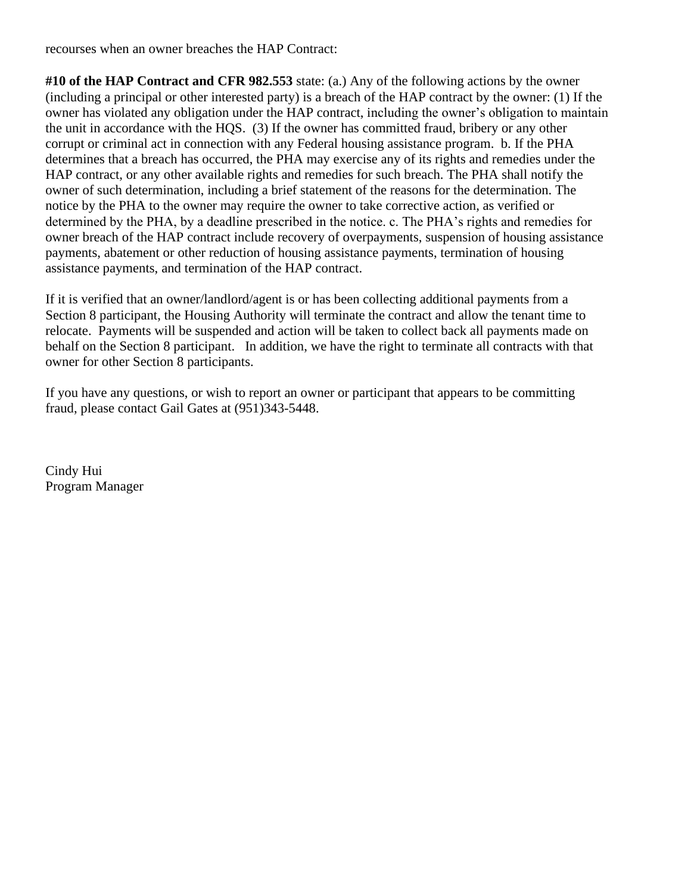recourses when an owner breaches the HAP Contract:

**#10 of the HAP Contract and CFR 982.553** state: (a.) Any of the following actions by the owner (including a principal or other interested party) is a breach of the HAP contract by the owner: (1) If the owner has violated any obligation under the HAP contract, including the owner's obligation to maintain the unit in accordance with the HQS. (3) If the owner has committed fraud, bribery or any other corrupt or criminal act in connection with any Federal housing assistance program. b. If the PHA determines that a breach has occurred, the PHA may exercise any of its rights and remedies under the HAP contract, or any other available rights and remedies for such breach. The PHA shall notify the owner of such determination, including a brief statement of the reasons for the determination. The notice by the PHA to the owner may require the owner to take corrective action, as verified or determined by the PHA, by a deadline prescribed in the notice. c. The PHA's rights and remedies for owner breach of the HAP contract include recovery of overpayments, suspension of housing assistance payments, abatement or other reduction of housing assistance payments, termination of housing assistance payments, and termination of the HAP contract.

If it is verified that an owner/landlord/agent is or has been collecting additional payments from a Section 8 participant, the Housing Authority will terminate the contract and allow the tenant time to relocate. Payments will be suspended and action will be taken to collect back all payments made on behalf on the Section 8 participant. In addition, we have the right to terminate all contracts with that owner for other Section 8 participants.

If you have any questions, or wish to report an owner or participant that appears to be committing fraud, please contact Gail Gates at (951)343-5448.

Cindy Hui
Program Manager